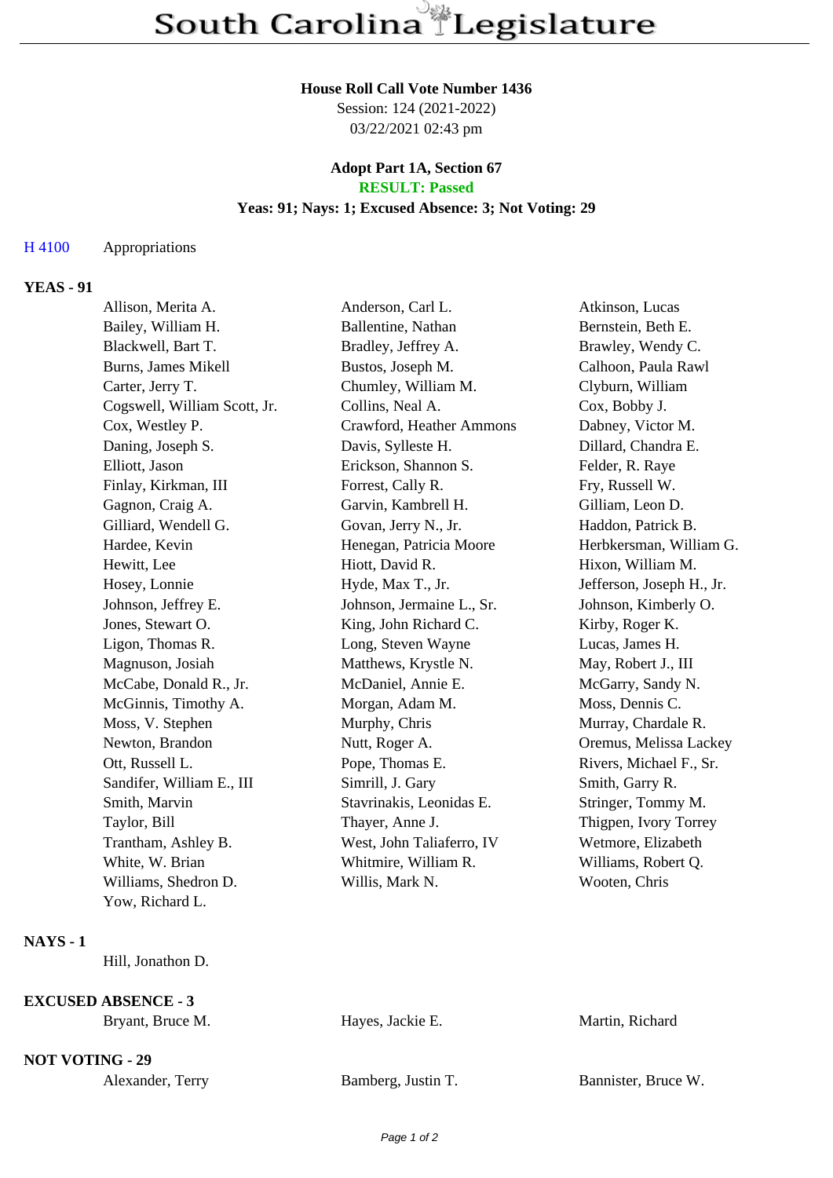# South Carolina Legislature

**House Roll Call Vote Number 1436**
Session: 124 (2021-2022)
03/22/2021 02:43 pm

**Adopt Part 1A, Section 67**
**RESULT: Passed**
**Yeas: 91; Nays: 1; Excused Absence: 3; Not Voting: 29**

H 4100 Appropriations

## YEAS - 91

| | | |
|---|---|---|
| Allison, Merita A. | Anderson, Carl L. | Atkinson, Lucas |
| Bailey, William H. | Ballentine, Nathan | Bernstein, Beth E. |
| Blackwell, Bart T. | Bradley, Jeffrey A. | Brawley, Wendy C. |
| Burns, James Mikell | Bustos, Joseph M. | Calhoon, Paula Rawl |
| Carter, Jerry T. | Chumley, William M. | Clyburn, William |
| Cogswell, William Scott, Jr. | Collins, Neal A. | Cox, Bobby J. |
| Cox, Westley P. | Crawford, Heather Ammons | Dabney, Victor M. |
| Daning, Joseph S. | Davis, Sylleste H. | Dillard, Chandra E. |
| Elliott, Jason | Erickson, Shannon S. | Felder, R. Raye |
| Finlay, Kirkman, III | Forrest, Cally R. | Fry, Russell W. |
| Gagnon, Craig A. | Garvin, Kambrell H. | Gilliam, Leon D. |
| Gilliard, Wendell G. | Govan, Jerry N., Jr. | Haddon, Patrick B. |
| Hardee, Kevin | Henegan, Patricia Moore | Herbkersman, William G. |
| Hewitt, Lee | Hiott, David R. | Hixon, William M. |
| Hosey, Lonnie | Hyde, Max T., Jr. | Jefferson, Joseph H., Jr. |
| Johnson, Jeffrey E. | Johnson, Jermaine L., Sr. | Johnson, Kimberly O. |
| Jones, Stewart O. | King, John Richard C. | Kirby, Roger K. |
| Ligon, Thomas R. | Long, Steven Wayne | Lucas, James H. |
| Magnuson, Josiah | Matthews, Krystle N. | May, Robert J., III |
| McCabe, Donald R., Jr. | McDaniel, Annie E. | McGarry, Sandy N. |
| McGinnis, Timothy A. | Morgan, Adam M. | Moss, Dennis C. |
| Moss, V. Stephen | Murphy, Chris | Murray, Chardale R. |
| Newton, Brandon | Nutt, Roger A. | Oremus, Melissa Lackey |
| Ott, Russell L. | Pope, Thomas E. | Rivers, Michael F., Sr. |
| Sandifer, William E., III | Simrill, J. Gary | Smith, Garry R. |
| Smith, Marvin | Stavrinakis, Leonidas E. | Stringer, Tommy M. |
| Taylor, Bill | Thayer, Anne J. | Thigpen, Ivory Torrey |
| Trantham, Ashley B. | West, John Taliaferro, IV | Wetmore, Elizabeth |
| White, W. Brian | Whitmire, William R. | Williams, Robert Q. |
| Williams, Shedron D. | Willis, Mark N. | Wooten, Chris |
| Yow, Richard L. | | |

## NAYS - 1

Hill, Jonathon D.

## EXCUSED ABSENCE - 3

| | | |
|---|---|---|
| Bryant, Bruce M. | Hayes, Jackie E. | Martin, Richard |

## NOT VOTING - 29

| | | |
|---|---|---|
| Alexander, Terry | Bamberg, Justin T. | Bannister, Bruce W. |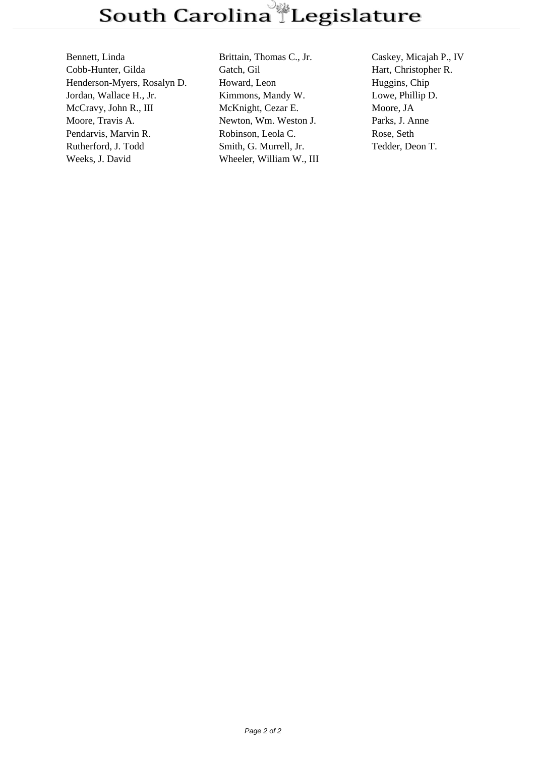Bennett, Linda
Brittain, Thomas C., Jr.
Caskey, Micajah P., IV
Cobb-Hunter, Gilda
Gatch, Gil
Hart, Christopher R.
Henderson-Myers, Rosalyn D.
Howard, Leon
Huggins, Chip
Jordan, Wallace H., Jr.
Kimmons, Mandy W.
Lowe, Phillip D.
McCravy, John R., III
McKnight, Cezar E.
Moore, JA
Moore, Travis A.
Newton, Wm. Weston J.
Parks, J. Anne
Pendarvis, Marvin R.
Robinson, Leola C.
Rose, Seth
Rutherford, J. Todd
Smith, G. Murrell, Jr.
Tedder, Deon T.
Weeks, J. David
Wheeler, William W., III